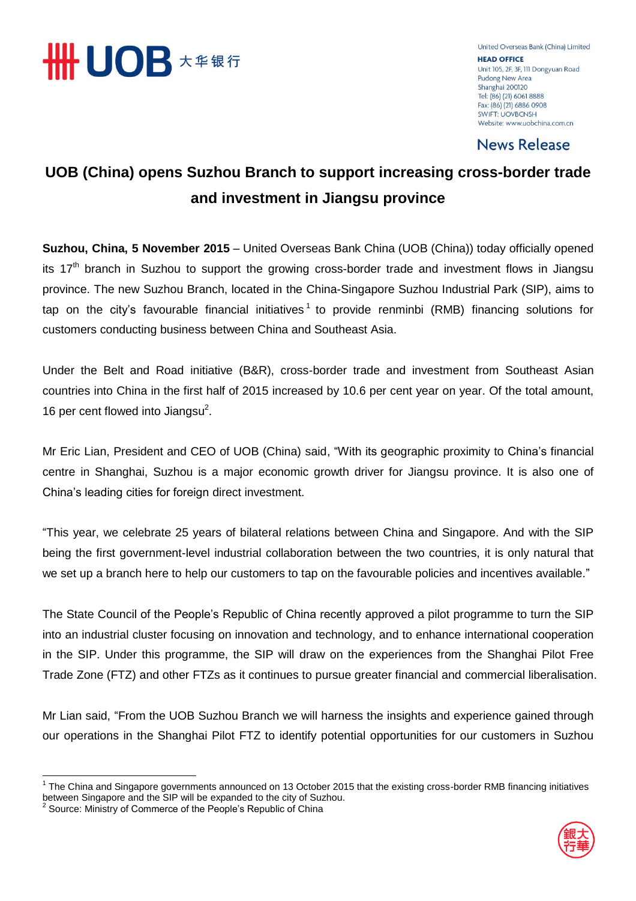United Overseas Bank (China) Limited
**HEAD OFFICE**
Unit 105, 2F, 3F, 111 Dongyuan Road
Pudong New Area
Shanghai 200120
Tel: (86) (21) 6061 8888
Fax: (86) (21) 6886 0908
SWIFT: UOVBCNSH
Website: www.uobchina.com.cn

**News Release**

# UOB (China) opens Suzhou Branch to support increasing cross-border trade and investment in Jiangsu province

**Suzhou, China, 5 November 2015** – United Overseas Bank China (UOB (China)) today officially opened its 17th branch in Suzhou to support the growing cross-border trade and investment flows in Jiangsu province. The new Suzhou Branch, located in the China-Singapore Suzhou Industrial Park (SIP), aims to tap on the city's favourable financial initiatives[1] to provide renminbi (RMB) financing solutions for customers conducting business between China and Southeast Asia.

Under the Belt and Road initiative (B&R), cross-border trade and investment from Southeast Asian countries into China in the first half of 2015 increased by 10.6 per cent year on year. Of the total amount, 16 per cent flowed into Jiangsu[2].

Mr Eric Lian, President and CEO of UOB (China) said, "With its geographic proximity to China's financial centre in Shanghai, Suzhou is a major economic growth driver for Jiangsu province. It is also one of China's leading cities for foreign direct investment.

"This year, we celebrate 25 years of bilateral relations between China and Singapore. And with the SIP being the first government-level industrial collaboration between the two countries, it is only natural that we set up a branch here to help our customers to tap on the favourable policies and incentives available."

The State Council of the People's Republic of China recently approved a pilot programme to turn the SIP into an industrial cluster focusing on innovation and technology, and to enhance international cooperation in the SIP. Under this programme, the SIP will draw on the experiences from the Shanghai Pilot Free Trade Zone (FTZ) and other FTZs as it continues to pursue greater financial and commercial liberalisation.

Mr Lian said, "From the UOB Suzhou Branch we will harness the insights and experience gained through our operations in the Shanghai Pilot FTZ to identify potential opportunities for our customers in Suzhou

---

[1] The China and Singapore governments announced on 13 October 2015 that the existing cross-border RMB financing initiatives between Singapore and the SIP will be expanded to the city of Suzhou.

[2] Source: Ministry of Commerce of the People's Republic of China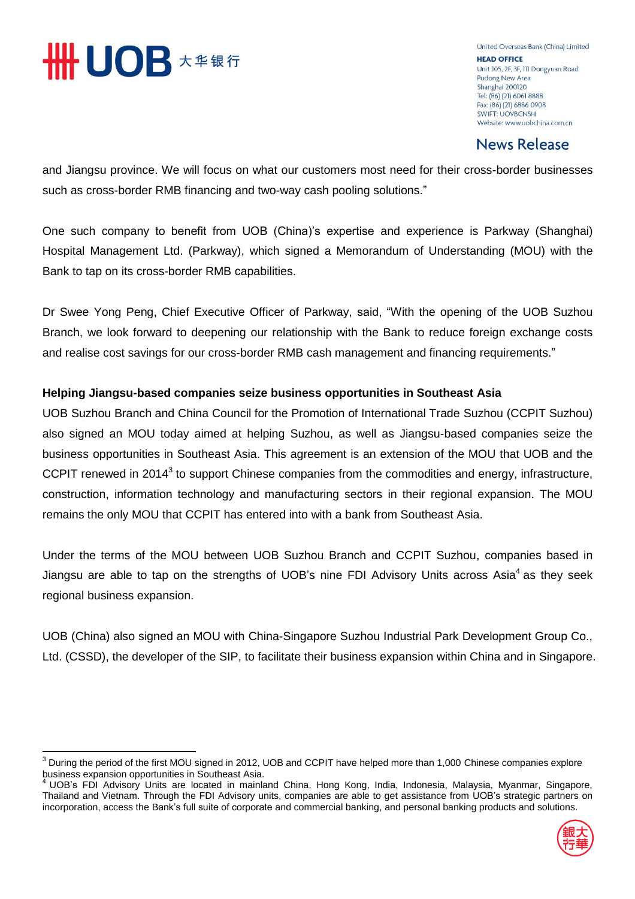and Jiangsu province. We will focus on what our customers most need for their cross-border businesses such as cross-border RMB financing and two-way cash pooling solutions."

One such company to benefit from UOB (China)'s expertise and experience is Parkway (Shanghai) Hospital Management Ltd. (Parkway), which signed a Memorandum of Understanding (MOU) with the Bank to tap on its cross-border RMB capabilities.

Dr Swee Yong Peng, Chief Executive Officer of Parkway, said, "With the opening of the UOB Suzhou Branch, we look forward to deepening our relationship with the Bank to reduce foreign exchange costs and realise cost savings for our cross-border RMB cash management and financing requirements."

**Helping Jiangsu-based companies seize business opportunities in Southeast Asia**

UOB Suzhou Branch and China Council for the Promotion of International Trade Suzhou (CCPIT Suzhou) also signed an MOU today aimed at helping Suzhou, as well as Jiangsu-based companies seize the business opportunities in Southeast Asia. This agreement is an extension of the MOU that UOB and the CCPIT renewed in 2014[3] to support Chinese companies from the commodities and energy, infrastructure, construction, information technology and manufacturing sectors in their regional expansion. The MOU remains the only MOU that CCPIT has entered into with a bank from Southeast Asia.

Under the terms of the MOU between UOB Suzhou Branch and CCPIT Suzhou, companies based in Jiangsu are able to tap on the strengths of UOB's nine FDI Advisory Units across Asia[4] as they seek regional business expansion.

UOB (China) also signed an MOU with China-Singapore Suzhou Industrial Park Development Group Co., Ltd. (CSSD), the developer of the SIP, to facilitate their business expansion within China and in Singapore.

---

[3] During the period of the first MOU signed in 2012, UOB and CCPIT have helped more than 1,000 Chinese companies explore business expansion opportunities in Southeast Asia.

[4] UOB's FDI Advisory Units are located in mainland China, Hong Kong, India, Indonesia, Malaysia, Myanmar, Singapore, Thailand and Vietnam. Through the FDI Advisory units, companies are able to get assistance from UOB's strategic partners on incorporation, access the Bank's full suite of corporate and commercial banking, and personal banking products and solutions.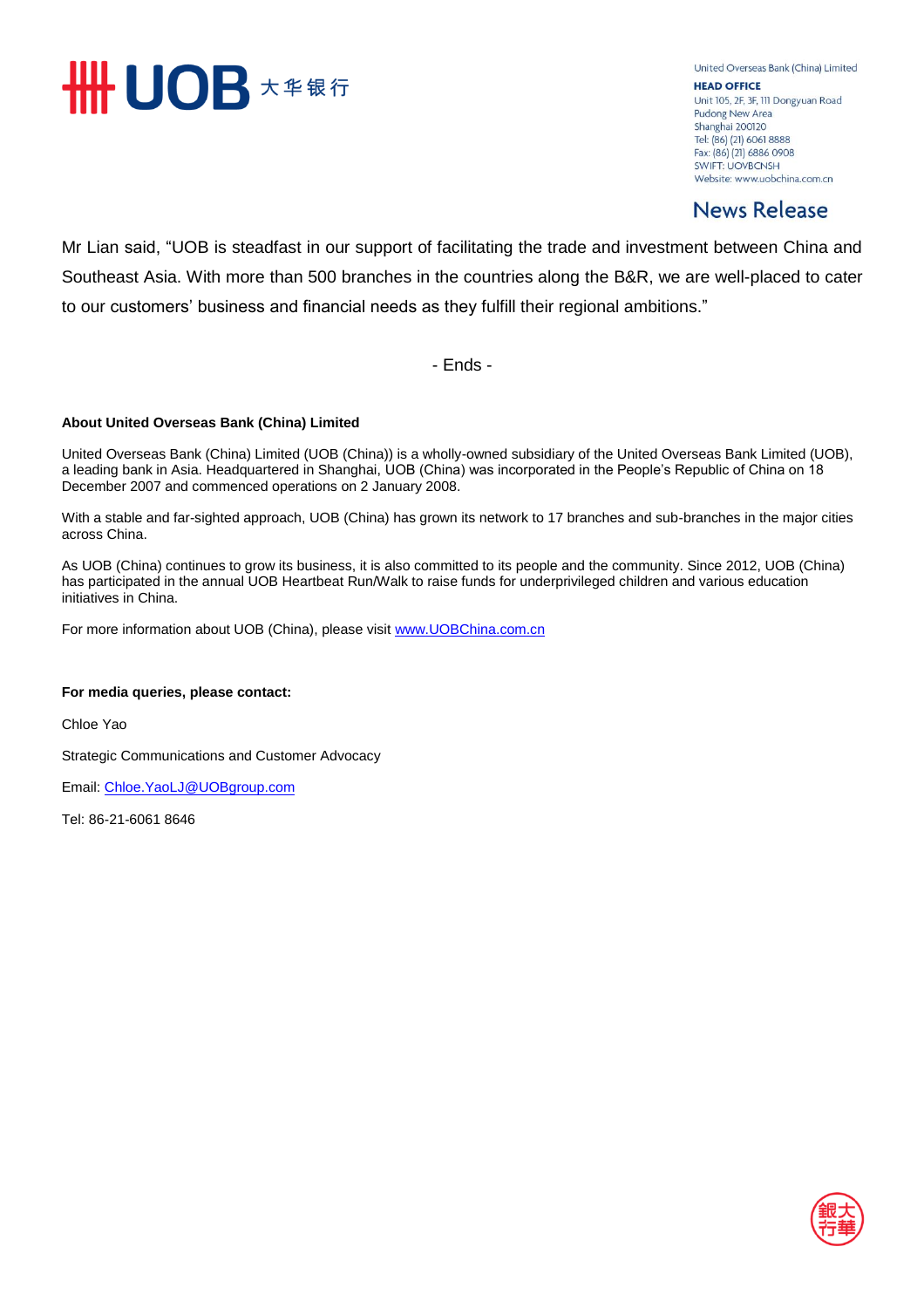Mr Lian said, "UOB is steadfast in our support of facilitating the trade and investment between China and Southeast Asia. With more than 500 branches in the countries along the B&R, we are well-placed to cater to our customers' business and financial needs as they fulfill their regional ambitions."

- Ends -

**About United Overseas Bank (China) Limited**

United Overseas Bank (China) Limited (UOB (China)) is a wholly-owned subsidiary of the United Overseas Bank Limited (UOB), a leading bank in Asia. Headquartered in Shanghai, UOB (China) was incorporated in the People's Republic of China on 18 December 2007 and commenced operations on 2 January 2008.

With a stable and far-sighted approach, UOB (China) has grown its network to 17 branches and sub-branches in the major cities across China.

As UOB (China) continues to grow its business, it is also committed to its people and the community. Since 2012, UOB (China) has participated in the annual UOB Heartbeat Run/Walk to raise funds for underprivileged children and various education initiatives in China.

For more information about UOB (China), please visit www.UOBChina.com.cn

**For media queries, please contact:**

Chloe Yao

Strategic Communications and Customer Advocacy

Email: Chloe.YaoLJ@UOBgroup.com

Tel: 86-21-6061 8646